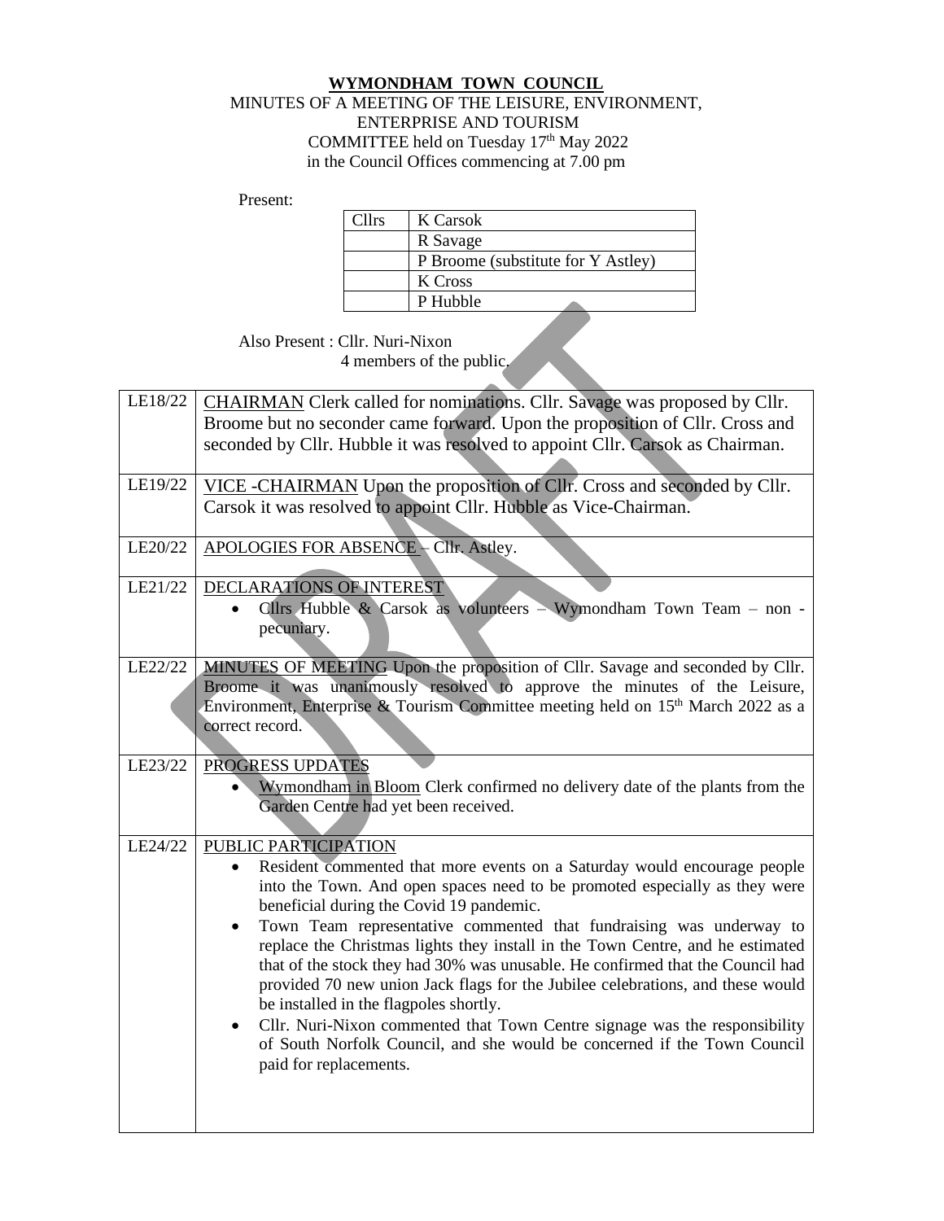**WYMONDHAM TOWN COUNCIL**

MINUTES OF A MEETING OF THE LEISURE, ENVIRONMENT, ENTERPRISE AND TOURISM COMMITTEE held on Tuesday 17th May 2022 in the Council Offices commencing at 7.00 pm

Present:

| Cllrs | K Carsok |
|---|---|
| | R Savage |
| | P Broome (substitute for Y Astley) |
| | K Cross |
| | P Hubble |

Also Present : Cllr. Nuri-Nixon
4 members of the public.

| | |
|---|---|
| LE18/22 | CHAIRMAN Clerk called for nominations. Cllr. Savage was proposed by Cllr. Broome but no seconder came forward. Upon the proposition of Cllr. Cross and seconded by Cllr. Hubble it was resolved to appoint Cllr. Carsok as Chairman. |
| LE19/22 | VICE -CHAIRMAN Upon the proposition of Cllr. Cross and seconded by Cllr. Carsok it was resolved to appoint Cllr. Hubble as Vice-Chairman. |
| LE20/22 | APOLOGIES FOR ABSENCE – Cllr. Astley. |
| LE21/22 | DECLARATIONS OF INTEREST<br>• Cllrs Hubble & Carsok as volunteers – Wymondham Town Team – non - pecuniary. |
| LE22/22 | MINUTES OF MEETING Upon the proposition of Cllr. Savage and seconded by Cllr. Broome it was unanimously resolved to approve the minutes of the Leisure, Environment, Enterprise & Tourism Committee meeting held on 15th March 2022 as a correct record. |
| LE23/22 | PROGRESS UPDATES<br>• Wymondham in Bloom Clerk confirmed no delivery date of the plants from the Garden Centre had yet been received. |
| LE24/22 | PUBLIC PARTICIPATION<br>• Resident commented that more events on a Saturday would encourage people into the Town. And open spaces need to be promoted especially as they were beneficial during the Covid 19 pandemic.<br>• Town Team representative commented that fundraising was underway to replace the Christmas lights they install in the Town Centre, and he estimated that of the stock they had 30% was unusable. He confirmed that the Council had provided 70 new union Jack flags for the Jubilee celebrations, and these would be installed in the flagpoles shortly.<br>• Cllr. Nuri-Nixon commented that Town Centre signage was the responsibility of South Norfolk Council, and she would be concerned if the Town Council paid for replacements. |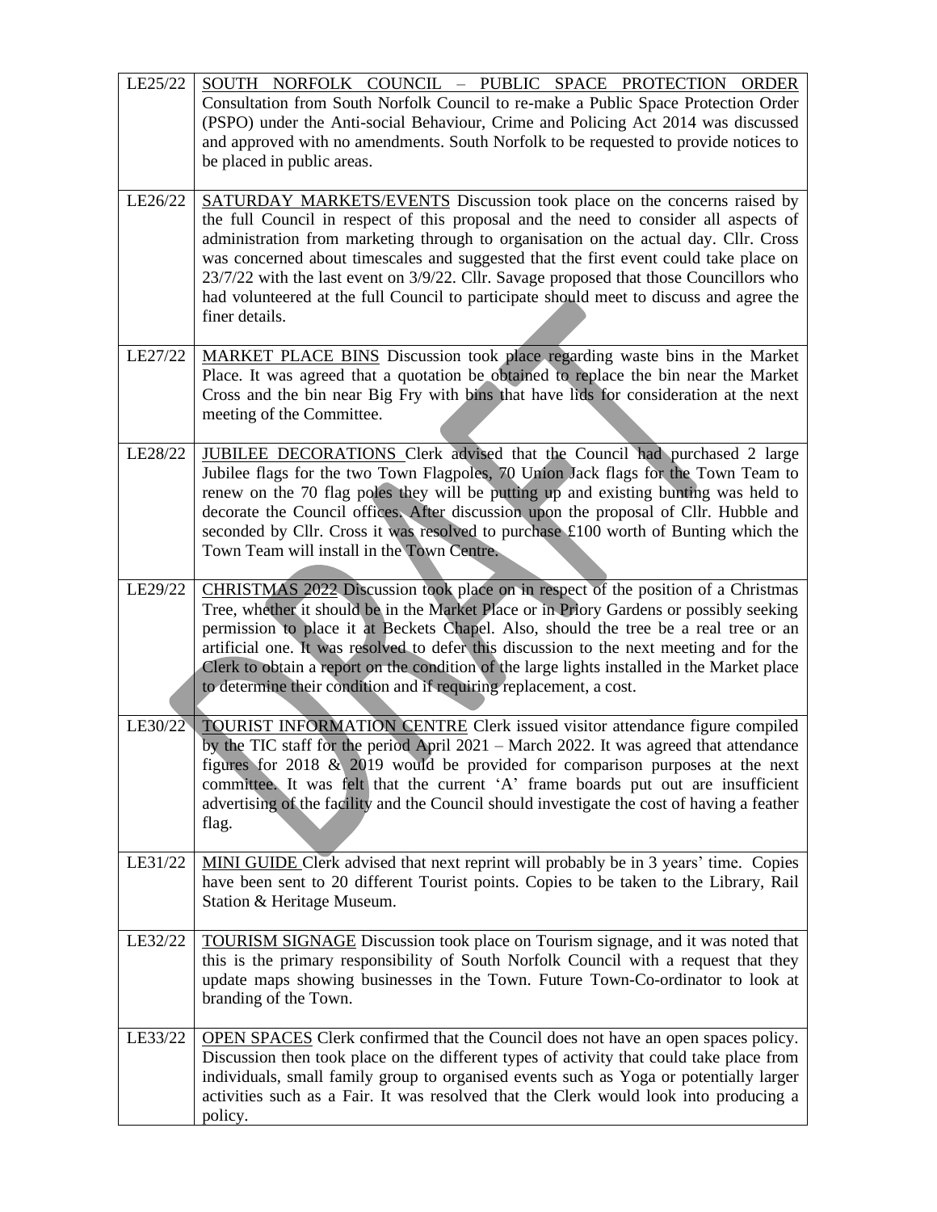| | |
|---|---|
| LE25/22 | SOUTH NORFOLK COUNCIL – PUBLIC SPACE PROTECTION ORDER Consultation from South Norfolk Council to re-make a Public Space Protection Order (PSPO) under the Anti-social Behaviour, Crime and Policing Act 2014 was discussed and approved with no amendments. South Norfolk to be requested to provide notices to be placed in public areas. |
| LE26/22 | SATURDAY MARKETS/EVENTS Discussion took place on the concerns raised by the full Council in respect of this proposal and the need to consider all aspects of administration from marketing through to organisation on the actual day. Cllr. Cross was concerned about timescales and suggested that the first event could take place on 23/7/22 with the last event on 3/9/22. Cllr. Savage proposed that those Councillors who had volunteered at the full Council to participate should meet to discuss and agree the finer details. |
| LE27/22 | MARKET PLACE BINS Discussion took place regarding waste bins in the Market Place. It was agreed that a quotation be obtained to replace the bin near the Market Cross and the bin near Big Fry with bins that have lids for consideration at the next meeting of the Committee. |
| LE28/22 | JUBILEE DECORATIONS Clerk advised that the Council had purchased 2 large Jubilee flags for the two Town Flagpoles, 70 Union Jack flags for the Town Team to renew on the 70 flag poles they will be putting up and existing bunting was held to decorate the Council offices. After discussion upon the proposal of Cllr. Hubble and seconded by Cllr. Cross it was resolved to purchase £100 worth of Bunting which the Town Team will install in the Town Centre. |
| LE29/22 | CHRISTMAS 2022 Discussion took place on in respect of the position of a Christmas Tree, whether it should be in the Market Place or in Priory Gardens or possibly seeking permission to place it at Beckets Chapel. Also, should the tree be a real tree or an artificial one. It was resolved to defer this discussion to the next meeting and for the Clerk to obtain a report on the condition of the large lights installed in the Market place to determine their condition and if requiring replacement, a cost. |
| LE30/22 | TOURIST INFORMATION CENTRE Clerk issued visitor attendance figure compiled by the TIC staff for the period April 2021 – March 2022. It was agreed that attendance figures for 2018 & 2019 would be provided for comparison purposes at the next committee. It was felt that the current 'A' frame boards put out are insufficient advertising of the facility and the Council should investigate the cost of having a feather flag. |
| LE31/22 | MINI GUIDE Clerk advised that next reprint will probably be in 3 years' time. Copies have been sent to 20 different Tourist points. Copies to be taken to the Library, Rail Station & Heritage Museum. |
| LE32/22 | TOURISM SIGNAGE Discussion took place on Tourism signage, and it was noted that this is the primary responsibility of South Norfolk Council with a request that they update maps showing businesses in the Town. Future Town-Co-ordinator to look at branding of the Town. |
| LE33/22 | OPEN SPACES Clerk confirmed that the Council does not have an open spaces policy. Discussion then took place on the different types of activity that could take place from individuals, small family group to organised events such as Yoga or potentially larger activities such as a Fair. It was resolved that the Clerk would look into producing a policy. |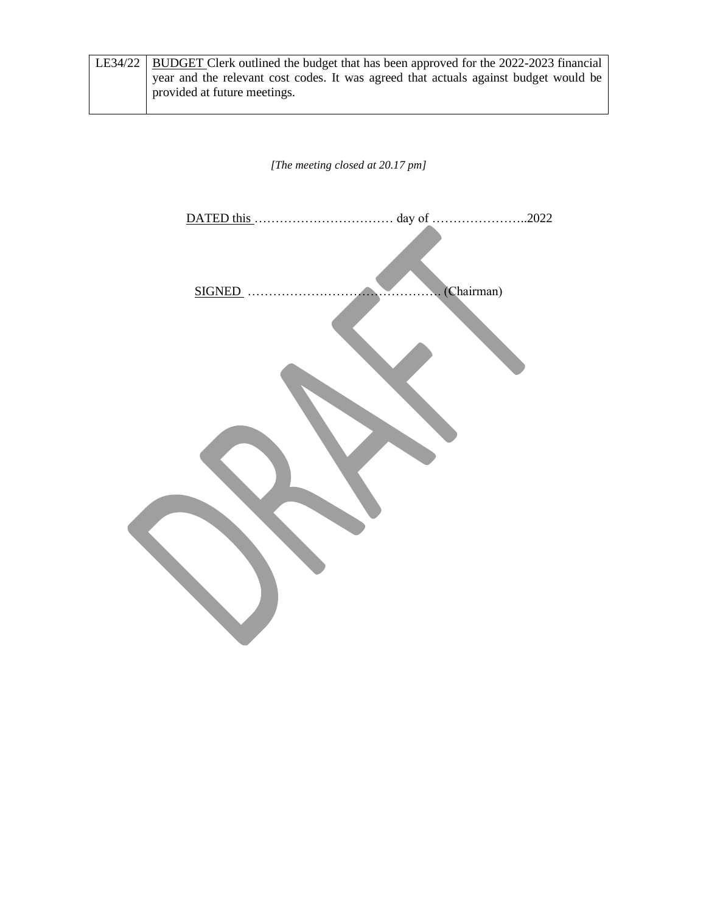| | |
|---|---|
| LE34/22 | BUDGET Clerk outlined the budget that has been approved for the 2022-2023 financial year and the relevant cost codes. It was agreed that actuals against budget would be provided at future meetings. |

*[The meeting closed at 20.17 pm]*

DATED this …………………………… day of …………………..2022

SIGNED ……………………………………… (Chairman)

DRAFT